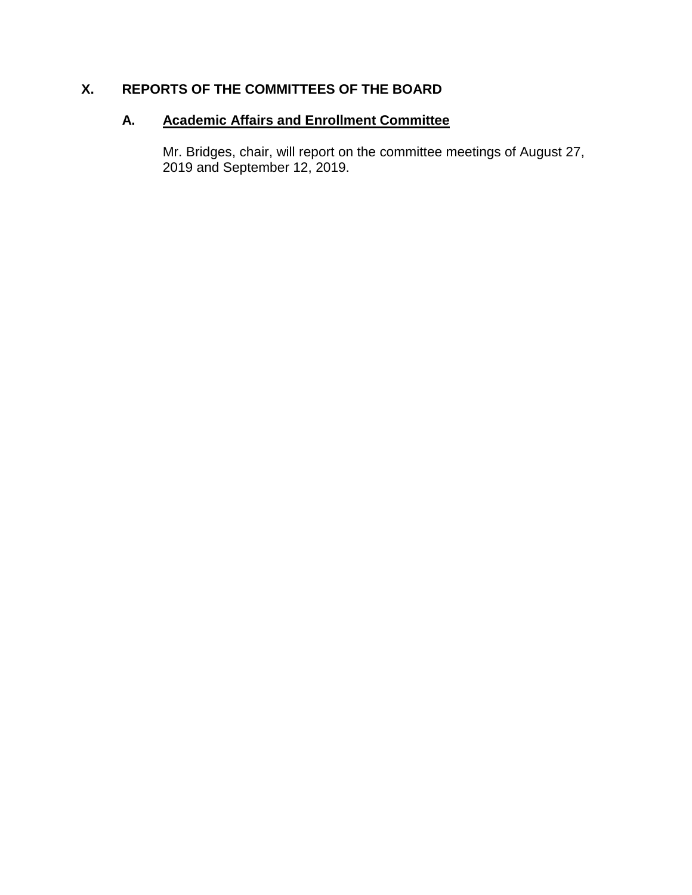# X. REPORTS OF THE COMMITTEES OF THE BOARD

## A. Academic Affairs and Enrollment Committee

Mr. Bridges, chair, will report on the committee meetings of August 27, 2019 and September 12, 2019.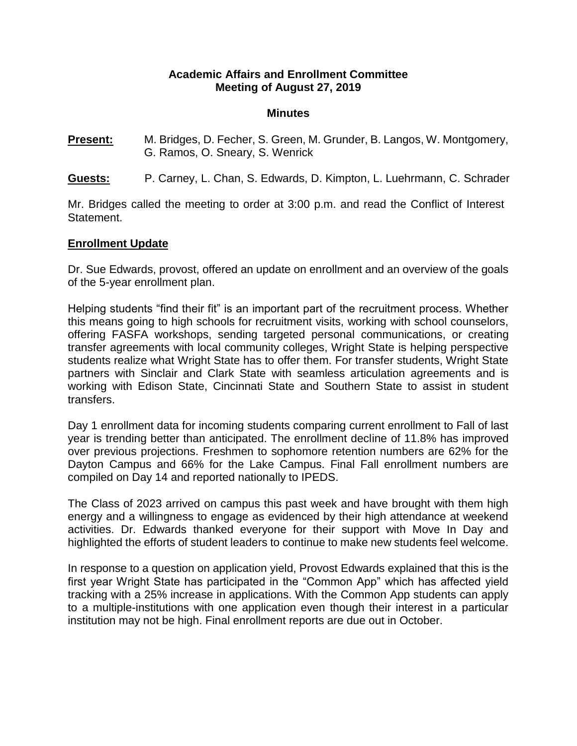**Academic Affairs and Enrollment Committee**
**Meeting of August 27, 2019**

**Minutes**

**Present:** M. Bridges, D. Fecher, S. Green, M. Grunder, B. Langos, W. Montgomery, G. Ramos, O. Sneary, S. Wenrick

**Guests:** P. Carney, L. Chan, S. Edwards, D. Kimpton, L. Luehrmann, C. Schrader

Mr. Bridges called the meeting to order at 3:00 p.m. and read the Conflict of Interest Statement.

## Enrollment Update

Dr. Sue Edwards, provost, offered an update on enrollment and an overview of the goals of the 5-year enrollment plan.

Helping students "find their fit" is an important part of the recruitment process. Whether this means going to high schools for recruitment visits, working with school counselors, offering FASFA workshops, sending targeted personal communications, or creating transfer agreements with local community colleges, Wright State is helping perspective students realize what Wright State has to offer them. For transfer students, Wright State partners with Sinclair and Clark State with seamless articulation agreements and is working with Edison State, Cincinnati State and Southern State to assist in student transfers.

Day 1 enrollment data for incoming students comparing current enrollment to Fall of last year is trending better than anticipated. The enrollment decline of 11.8% has improved over previous projections. Freshmen to sophomore retention numbers are 62% for the Dayton Campus and 66% for the Lake Campus. Final Fall enrollment numbers are compiled on Day 14 and reported nationally to IPEDS.

The Class of 2023 arrived on campus this past week and have brought with them high energy and a willingness to engage as evidenced by their high attendance at weekend activities. Dr. Edwards thanked everyone for their support with Move In Day and highlighted the efforts of student leaders to continue to make new students feel welcome.

In response to a question on application yield, Provost Edwards explained that this is the first year Wright State has participated in the "Common App" which has affected yield tracking with a 25% increase in applications. With the Common App students can apply to a multiple-institutions with one application even though their interest in a particular institution may not be high. Final enrollment reports are due out in October.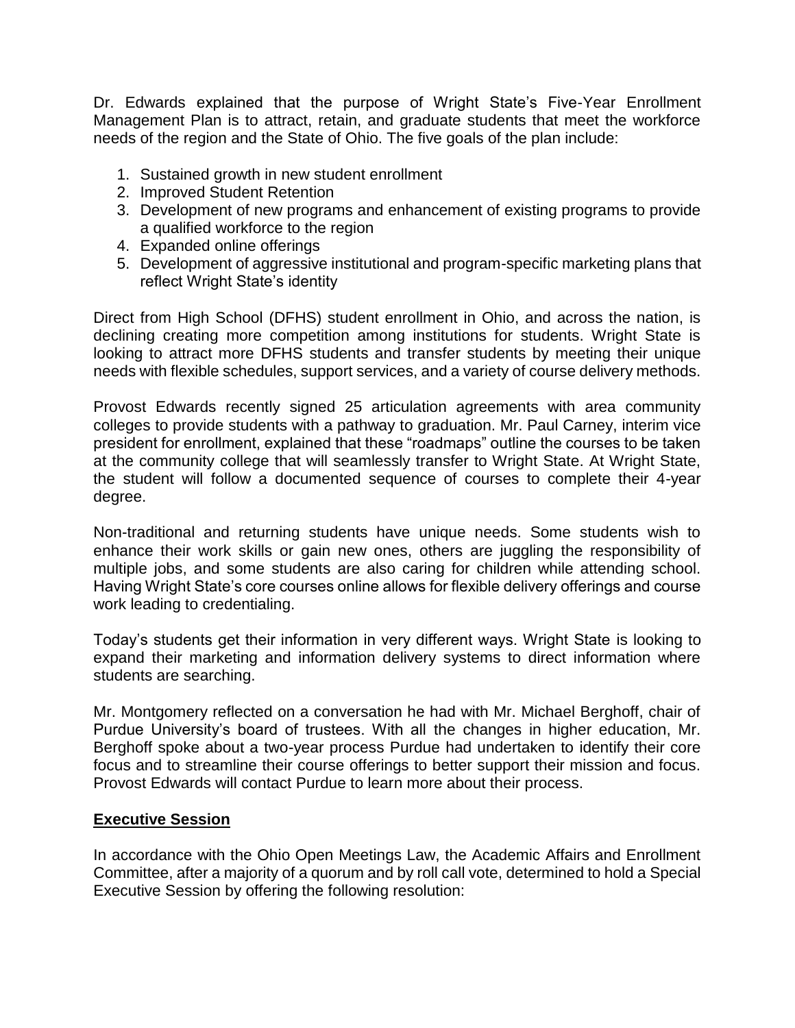Dr. Edwards explained that the purpose of Wright State's Five-Year Enrollment Management Plan is to attract, retain, and graduate students that meet the workforce needs of the region and the State of Ohio. The five goals of the plan include:

1. Sustained growth in new student enrollment
2. Improved Student Retention
3. Development of new programs and enhancement of existing programs to provide a qualified workforce to the region
4. Expanded online offerings
5. Development of aggressive institutional and program-specific marketing plans that reflect Wright State's identity

Direct from High School (DFHS) student enrollment in Ohio, and across the nation, is declining creating more competition among institutions for students. Wright State is looking to attract more DFHS students and transfer students by meeting their unique needs with flexible schedules, support services, and a variety of course delivery methods.

Provost Edwards recently signed 25 articulation agreements with area community colleges to provide students with a pathway to graduation. Mr. Paul Carney, interim vice president for enrollment, explained that these "roadmaps" outline the courses to be taken at the community college that will seamlessly transfer to Wright State. At Wright State, the student will follow a documented sequence of courses to complete their 4-year degree.

Non-traditional and returning students have unique needs. Some students wish to enhance their work skills or gain new ones, others are juggling the responsibility of multiple jobs, and some students are also caring for children while attending school. Having Wright State's core courses online allows for flexible delivery offerings and course work leading to credentialing.

Today's students get their information in very different ways. Wright State is looking to expand their marketing and information delivery systems to direct information where students are searching.

Mr. Montgomery reflected on a conversation he had with Mr. Michael Berghoff, chair of Purdue University's board of trustees. With all the changes in higher education, Mr. Berghoff spoke about a two-year process Purdue had undertaken to identify their core focus and to streamline their course offerings to better support their mission and focus. Provost Edwards will contact Purdue to learn more about their process.

**Executive Session**

In accordance with the Ohio Open Meetings Law, the Academic Affairs and Enrollment Committee, after a majority of a quorum and by roll call vote, determined to hold a Special Executive Session by offering the following resolution: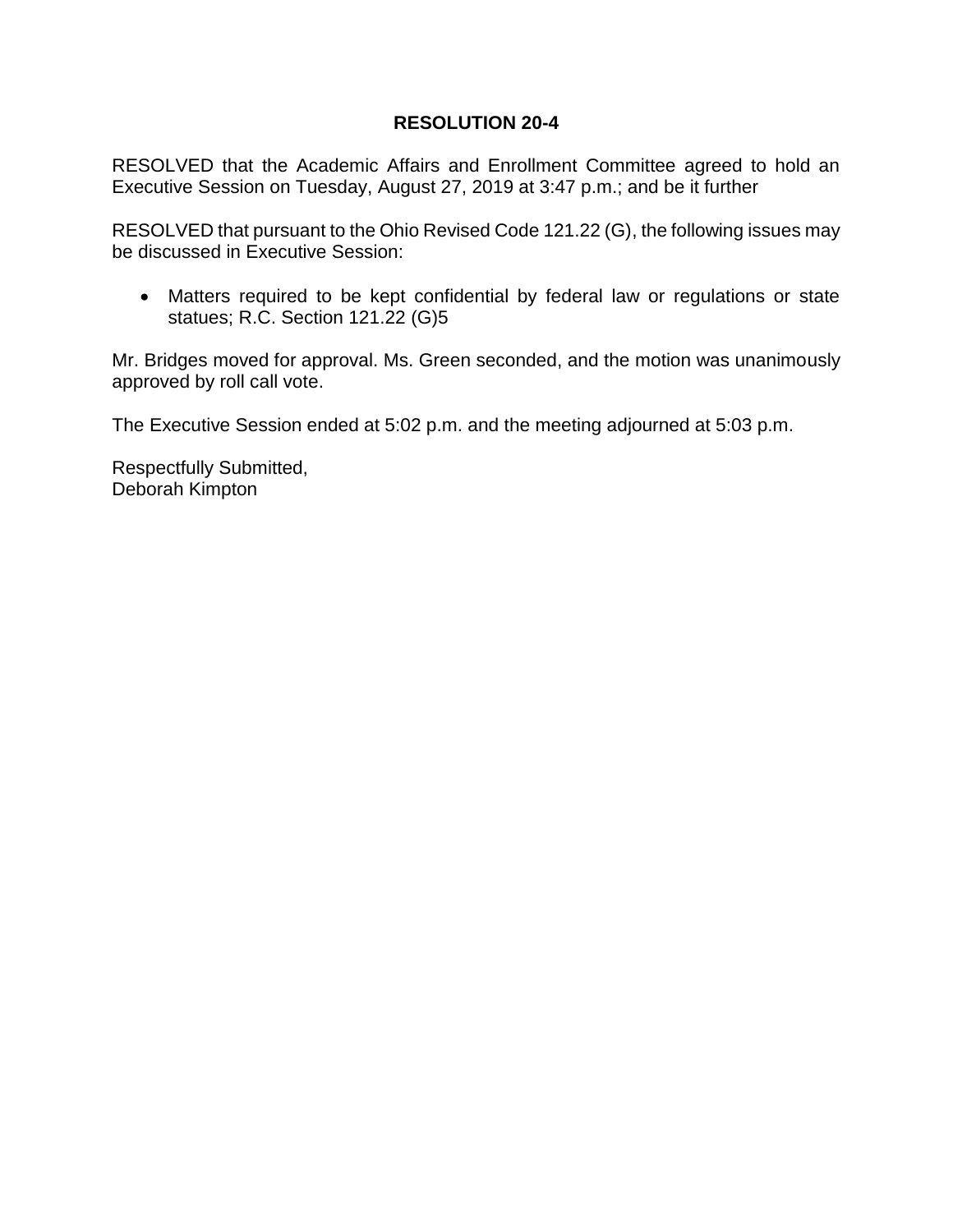**RESOLUTION 20-4**

RESOLVED that the Academic Affairs and Enrollment Committee agreed to hold an Executive Session on Tuesday, August 27, 2019 at 3:47 p.m.; and be it further

RESOLVED that pursuant to the Ohio Revised Code 121.22 (G), the following issues may be discussed in Executive Session:

- Matters required to be kept confidential by federal law or regulations or state statues; R.C. Section 121.22 (G)5

Mr. Bridges moved for approval. Ms. Green seconded, and the motion was unanimously approved by roll call vote.

The Executive Session ended at 5:02 p.m. and the meeting adjourned at 5:03 p.m.

Respectfully Submitted,
Deborah Kimpton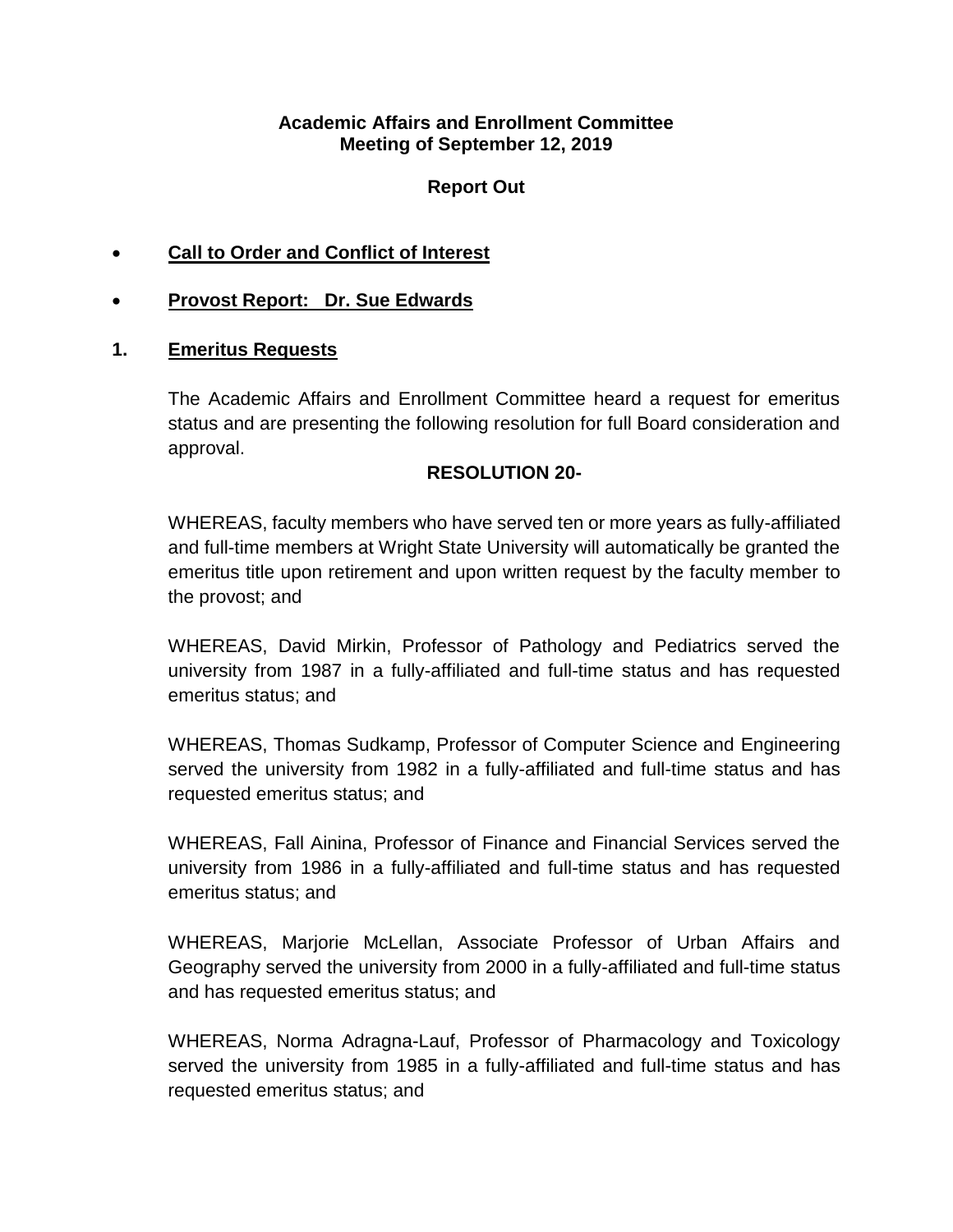**Academic Affairs and Enrollment Committee**
**Meeting of September 12, 2019**

**Report Out**

- **Call to Order and Conflict of Interest**
- **Provost Report: Dr. Sue Edwards**

**1. Emeritus Requests**

The Academic Affairs and Enrollment Committee heard a request for emeritus status and are presenting the following resolution for full Board consideration and approval.

**RESOLUTION 20-**

WHEREAS, faculty members who have served ten or more years as fully-affiliated and full-time members at Wright State University will automatically be granted the emeritus title upon retirement and upon written request by the faculty member to the provost; and

WHEREAS, David Mirkin, Professor of Pathology and Pediatrics served the university from 1987 in a fully-affiliated and full-time status and has requested emeritus status; and

WHEREAS, Thomas Sudkamp, Professor of Computer Science and Engineering served the university from 1982 in a fully-affiliated and full-time status and has requested emeritus status; and

WHEREAS, Fall Ainina, Professor of Finance and Financial Services served the university from 1986 in a fully-affiliated and full-time status and has requested emeritus status; and

WHEREAS, Marjorie McLellan, Associate Professor of Urban Affairs and Geography served the university from 2000 in a fully-affiliated and full-time status and has requested emeritus status; and

WHEREAS, Norma Adragna-Lauf, Professor of Pharmacology and Toxicology served the university from 1985 in a fully-affiliated and full-time status and has requested emeritus status; and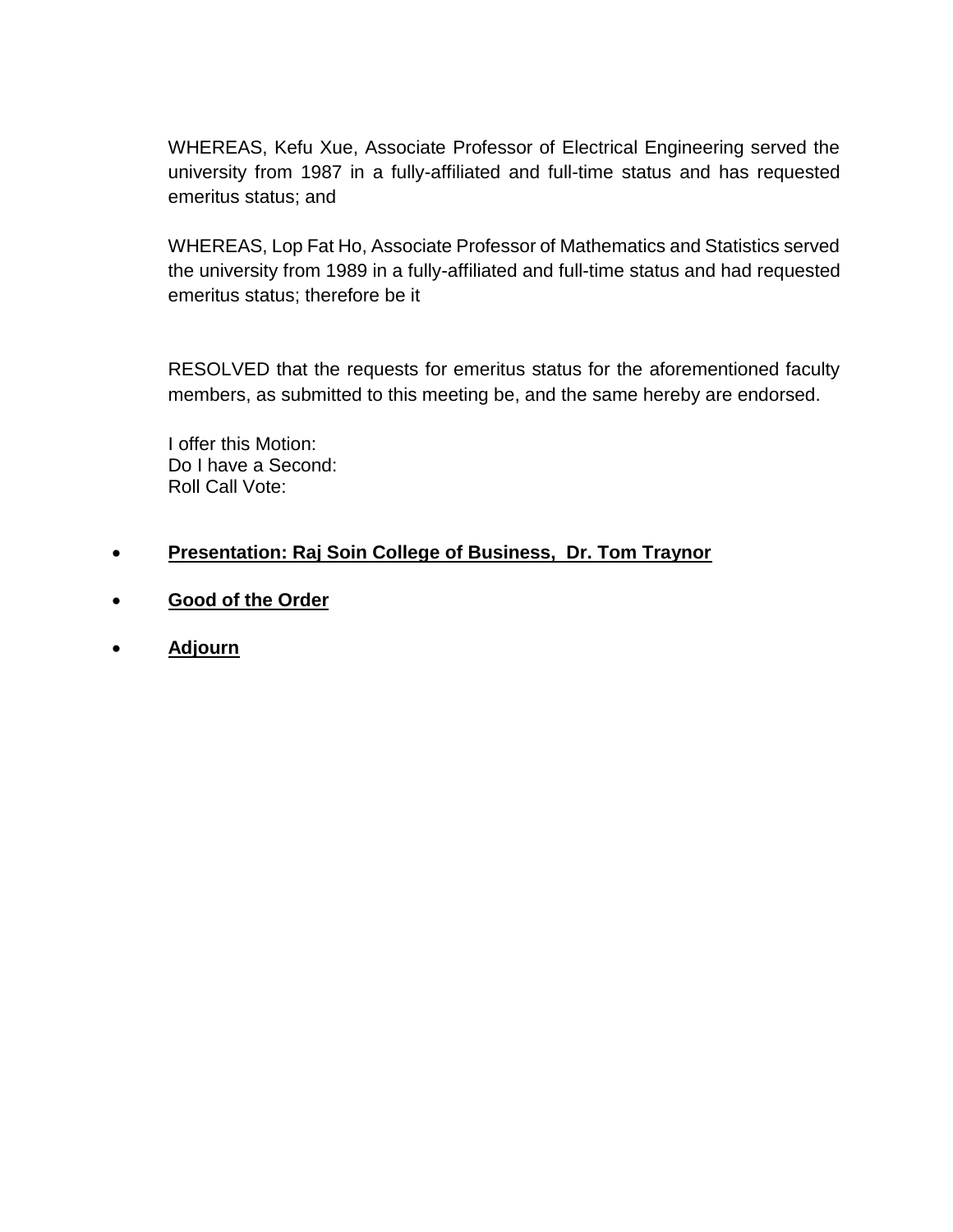WHEREAS, Kefu Xue, Associate Professor of Electrical Engineering served the university from 1987 in a fully-affiliated and full-time status and has requested emeritus status; and

WHEREAS, Lop Fat Ho, Associate Professor of Mathematics and Statistics served the university from 1989 in a fully-affiliated and full-time status and had requested emeritus status; therefore be it

RESOLVED that the requests for emeritus status for the aforementioned faculty members, as submitted to this meeting be, and the same hereby are endorsed.

I offer this Motion:
Do I have a Second:
Roll Call Vote:

- **Presentation: Raj Soin College of Business, Dr. Tom Traynor**
- **Good of the Order**
- **Adjourn**